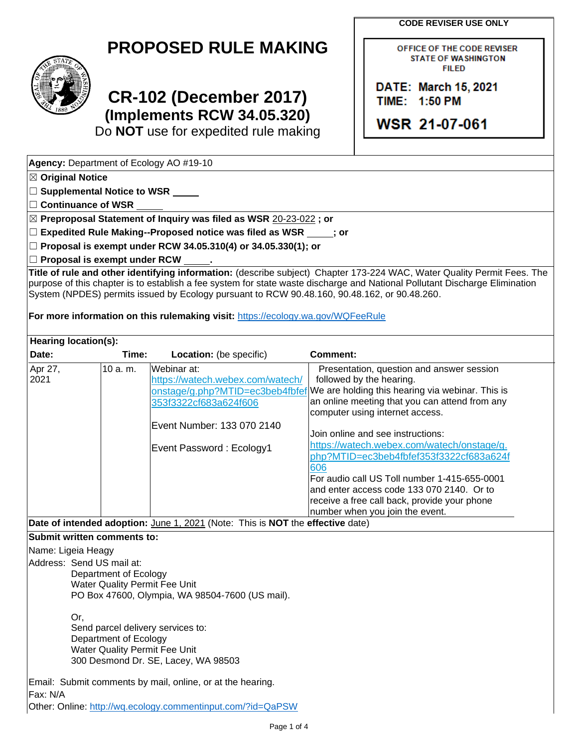# PROPOSED RULE MAKING

# CR-102 (December 2017)

## (Implements RCW 34.05.320)

Do **NOT** use for expedited rule making

**CODE REVISER USE ONLY**

OFFICE OF THE CODE REVISER
STATE OF WASHINGTON
FILED

**DATE: March 15, 2021**
**TIME: 1:50 PM**

**WSR 21-07-061**

**Agency:** Department of Ecology AO #19-10

☒ **Original Notice**

☐ **Supplemental Notice to WSR** _____

☐ **Continuance of WSR** _____

☒ **Preproposal Statement of Inquiry was filed as WSR** 20-23-022 **; or**

☐ **Expedited Rule Making--Proposed notice was filed as WSR** _____**; or**

☐ **Proposal is exempt under RCW 34.05.310(4) or 34.05.330(1); or**

☐ **Proposal is exempt under RCW** _____**.**

**Title of rule and other identifying information:** (describe subject) Chapter 173-224 WAC, Water Quality Permit Fees. The purpose of this chapter is to establish a fee system for state waste discharge and National Pollutant Discharge Elimination System (NPDES) permits issued by Ecology pursuant to RCW 90.48.160, 90.48.162, or 90.48.260.

**For more information on this rulemaking visit:** https://ecology.wa.gov/WQFeeRule

**Hearing location(s):**

| Date: | Time: | Location: (be specific) | Comment: |
|---|---|---|---|
| Apr 27, 2021 | 10 a. m. | Webinar at: https://watech.webex.com/watech/onstage/g.php?MTID=ec3beb4fbfef353f3322cf683a624f606<br><br>Event Number: 133 070 2140<br><br>Event Password : Ecology1 | Presentation, question and answer session followed by the hearing. We are holding this hearing via webinar. This is an online meeting that you can attend from any computer using internet access.<br><br>Join online and see instructions: https://watech.webex.com/watech/onstage/g.php?MTID=ec3beb4fbfef353f3322cf683a624f606<br>For audio call US Toll number 1-415-655-0001 and enter access code 133 070 2140. Or to receive a free call back, provide your phone number when you join the event. |

**Date of intended adoption:** June 1, 2021 (Note: This is **NOT** the **effective** date)

**Submit written comments to:**

Name: Ligeia Heagy

Address: Send US mail at:
Department of Ecology
Water Quality Permit Fee Unit
PO Box 47600, Olympia, WA 98504-7600 (US mail).

Or,
Send parcel delivery services to:
Department of Ecology
Water Quality Permit Fee Unit
300 Desmond Dr. SE, Lacey, WA 98503

Email: Submit comments by mail, online, or at the hearing.

Fax: N/A

Other: Online: http://wq.ecology.commentinput.com/?id=QaPSW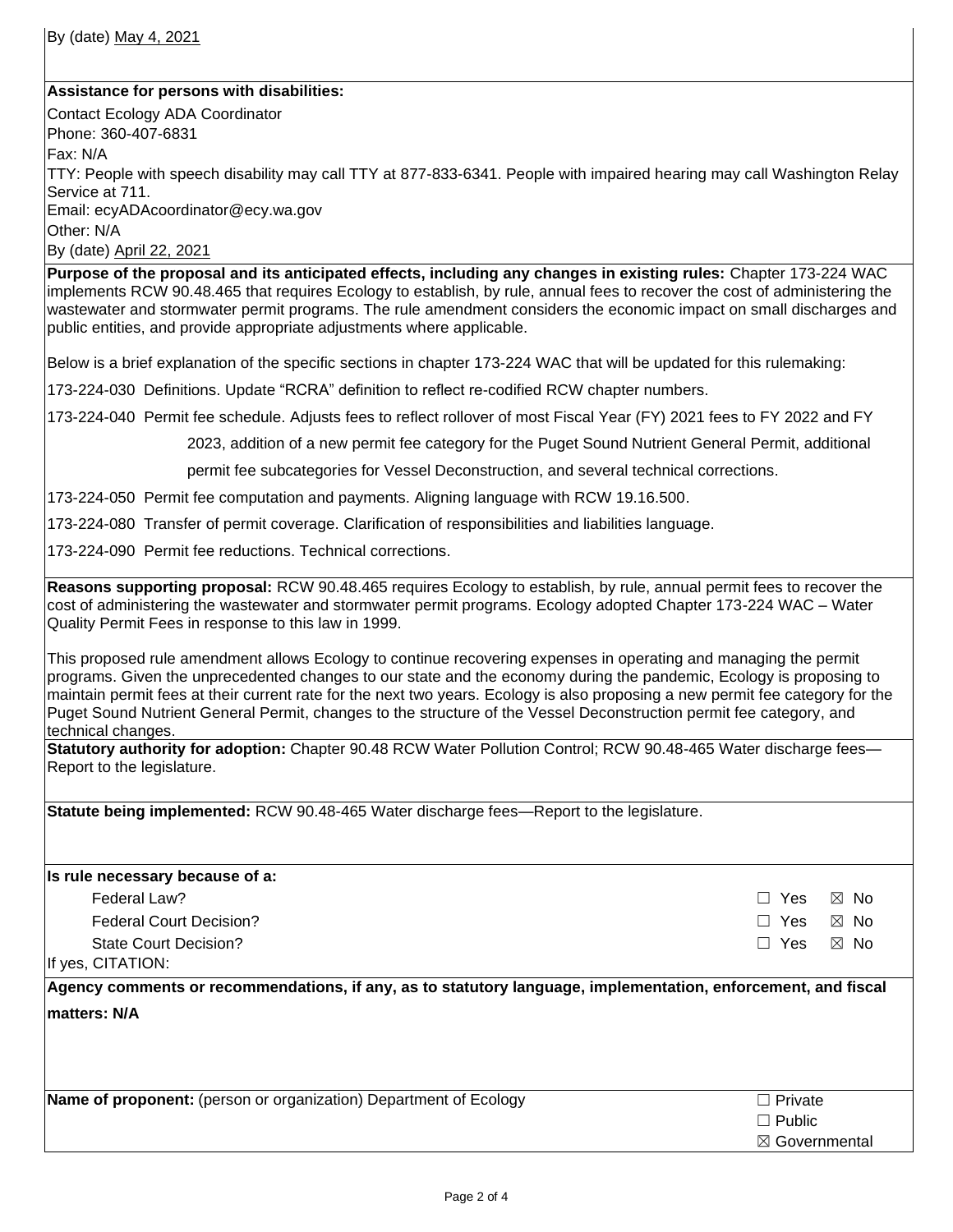By (date) May 4, 2021

**Assistance for persons with disabilities:**

Contact Ecology ADA Coordinator
Phone: 360-407-6831
Fax: N/A
TTY: People with speech disability may call TTY at 877-833-6341. People with impaired hearing may call Washington Relay Service at 711.
Email: ecyADAcoordinator@ecy.wa.gov
Other: N/A
By (date) April 22, 2021

**Purpose of the proposal and its anticipated effects, including any changes in existing rules:** Chapter 173-224 WAC implements RCW 90.48.465 that requires Ecology to establish, by rule, annual fees to recover the cost of administering the wastewater and stormwater permit programs. The rule amendment considers the economic impact on small discharges and public entities, and provide appropriate adjustments where applicable.

Below is a brief explanation of the specific sections in chapter 173-224 WAC that will be updated for this rulemaking:

173-224-030 Definitions. Update "RCRA" definition to reflect re-codified RCW chapter numbers.

173-224-040 Permit fee schedule. Adjusts fees to reflect rollover of most Fiscal Year (FY) 2021 fees to FY 2022 and FY 2023, addition of a new permit fee category for the Puget Sound Nutrient General Permit, additional permit fee subcategories for Vessel Deconstruction, and several technical corrections.

173-224-050 Permit fee computation and payments. Aligning language with RCW 19.16.500.

173-224-080 Transfer of permit coverage. Clarification of responsibilities and liabilities language.

173-224-090 Permit fee reductions. Technical corrections.

**Reasons supporting proposal:** RCW 90.48.465 requires Ecology to establish, by rule, annual permit fees to recover the cost of administering the wastewater and stormwater permit programs. Ecology adopted Chapter 173-224 WAC – Water Quality Permit Fees in response to this law in 1999.

This proposed rule amendment allows Ecology to continue recovering expenses in operating and managing the permit programs. Given the unprecedented changes to our state and the economy during the pandemic, Ecology is proposing to maintain permit fees at their current rate for the next two years. Ecology is also proposing a new permit fee category for the Puget Sound Nutrient General Permit, changes to the structure of the Vessel Deconstruction permit fee category, and technical changes.

**Statutory authority for adoption:** Chapter 90.48 RCW Water Pollution Control; RCW 90.48-465 Water discharge fees—Report to the legislature.

**Statute being implemented:** RCW 90.48-465 Water discharge fees—Report to the legislature.

**Is rule necessary because of a:**

| | | |
|---|---|---|
| Federal Law? | ☐ Yes | ☒ No |
| Federal Court Decision? | ☐ Yes | ☒ No |
| State Court Decision? | ☐ Yes | ☒ No |

If yes, CITATION:

**Agency comments or recommendations, if any, as to statutory language, implementation, enforcement, and fiscal matters: N/A**

**Name of proponent:** (person or organization) Department of Ecology

☐ Private
☐ Public
☒ Governmental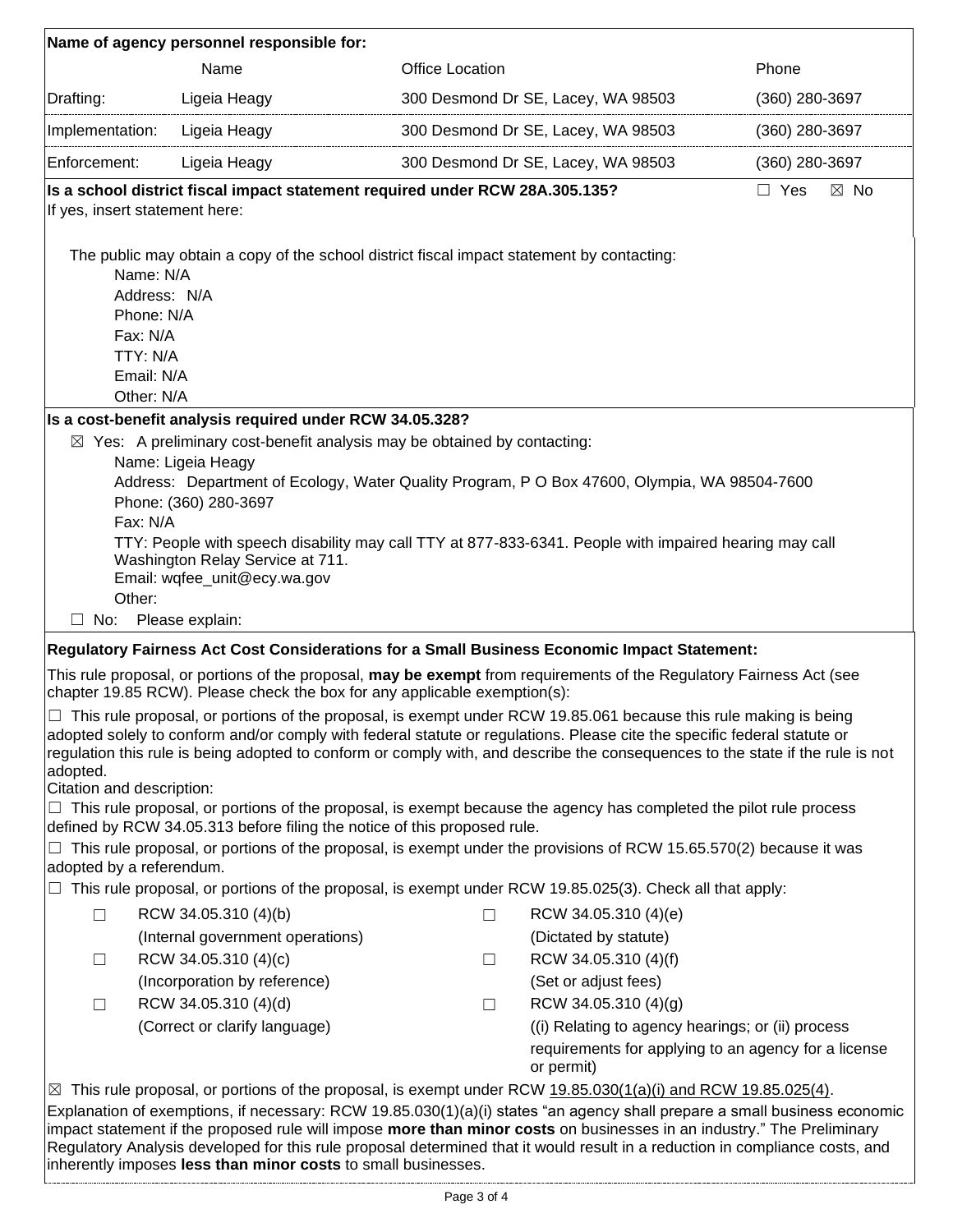**Name of agency personnel responsible for:**

| | Name | Office Location | Phone |
|---|---|---|---|
| Drafting: | Ligeia Heagy | 300 Desmond Dr SE, Lacey, WA 98503 | (360) 280-3697 |
| Implementation: | Ligeia Heagy | 300 Desmond Dr SE, Lacey, WA 98503 | (360) 280-3697 |
| Enforcement: | Ligeia Heagy | 300 Desmond Dr SE, Lacey, WA 98503 | (360) 280-3697 |

**Is a school district fiscal impact statement required under RCW 28A.305.135?** ☐ Yes ☒ No

If yes, insert statement here:

The public may obtain a copy of the school district fiscal impact statement by contacting:

Name: N/A
Address: N/A
Phone: N/A
Fax: N/A
TTY: N/A
Email: N/A
Other: N/A

**Is a cost-benefit analysis required under RCW 34.05.328?**

☒ Yes: A preliminary cost-benefit analysis may be obtained by contacting:

Name: Ligeia Heagy
Address: Department of Ecology, Water Quality Program, P O Box 47600, Olympia, WA 98504-7600
Phone: (360) 280-3697
Fax: N/A
TTY: People with speech disability may call TTY at 877-833-6341. People with impaired hearing may call Washington Relay Service at 711.
Email: wqfee_unit@ecy.wa.gov
Other:

☐ No: Please explain:

**Regulatory Fairness Act Cost Considerations for a Small Business Economic Impact Statement:**

This rule proposal, or portions of the proposal, **may be exempt** from requirements of the Regulatory Fairness Act (see chapter 19.85 RCW). Please check the box for any applicable exemption(s):

☐ This rule proposal, or portions of the proposal, is exempt under RCW 19.85.061 because this rule making is being adopted solely to conform and/or comply with federal statute or regulations. Please cite the specific federal statute or regulation this rule is being adopted to conform or comply with, and describe the consequences to the state if the rule is not adopted.

Citation and description:

☐ This rule proposal, or portions of the proposal, is exempt because the agency has completed the pilot rule process defined by RCW 34.05.313 before filing the notice of this proposed rule.

☐ This rule proposal, or portions of the proposal, is exempt under the provisions of RCW 15.65.570(2) because it was adopted by a referendum.

☐ This rule proposal, or portions of the proposal, is exempt under RCW 19.85.025(3). Check all that apply:

| | | | |
|---|---|---|---|
| ☐ | RCW 34.05.310 (4)(b) (Internal government operations) | ☐ | RCW 34.05.310 (4)(e) (Dictated by statute) |
| ☐ | RCW 34.05.310 (4)(c) (Incorporation by reference) | ☐ | RCW 34.05.310 (4)(f) (Set or adjust fees) |
| ☐ | RCW 34.05.310 (4)(d) (Correct or clarify language) | ☐ | RCW 34.05.310 (4)(g) ((i) Relating to agency hearings; or (ii) process requirements for applying to an agency for a license or permit) |

☒ This rule proposal, or portions of the proposal, is exempt under RCW 19.85.030(1(a)(i) and RCW 19.85.025(4).

Explanation of exemptions, if necessary: RCW 19.85.030(1)(a)(i) states "an agency shall prepare a small business economic impact statement if the proposed rule will impose **more than minor costs** on businesses in an industry." The Preliminary Regulatory Analysis developed for this rule proposal determined that it would result in a reduction in compliance costs, and inherently imposes **less than minor costs** to small businesses.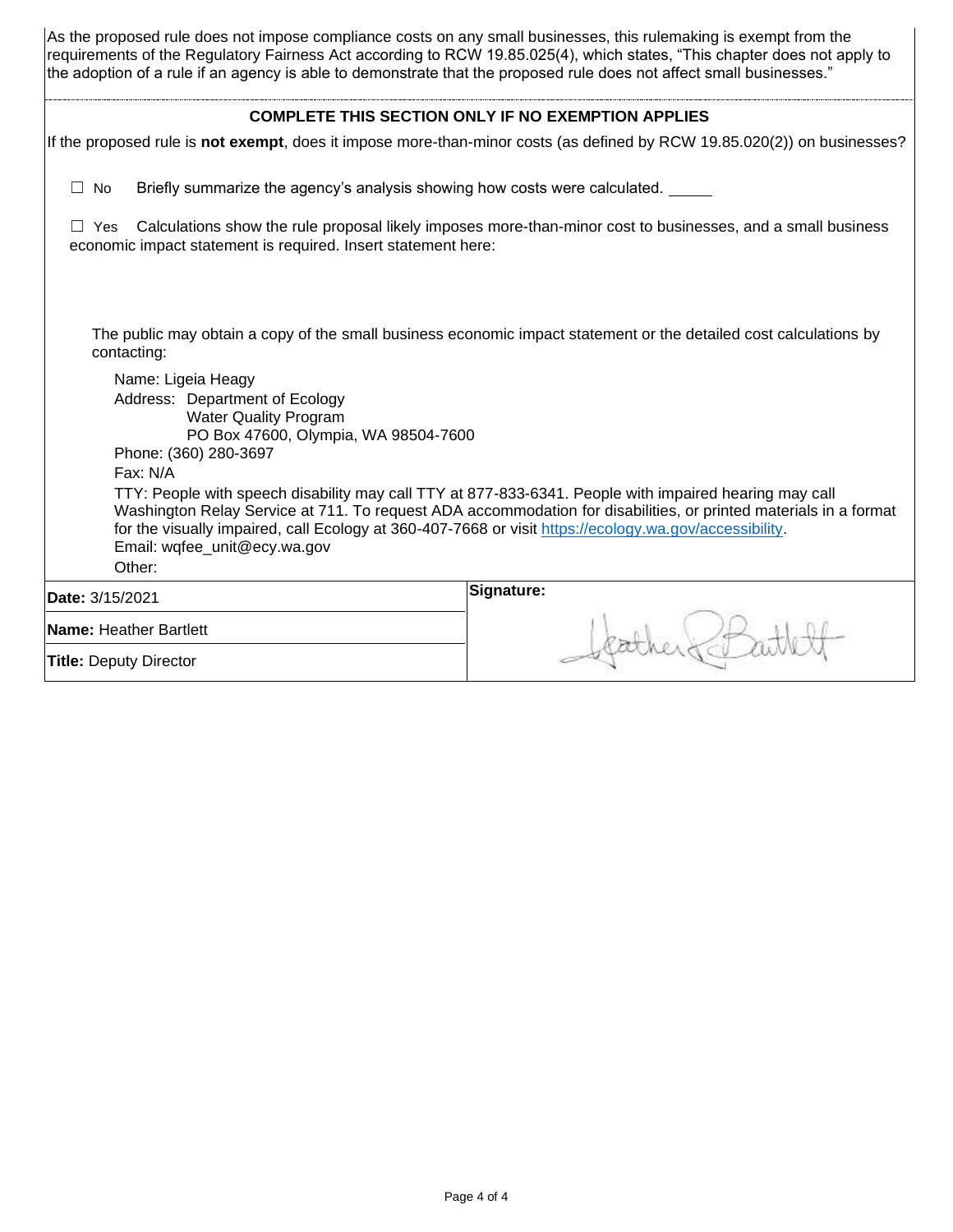As the proposed rule does not impose compliance costs on any small businesses, this rulemaking is exempt from the requirements of the Regulatory Fairness Act according to RCW 19.85.025(4), which states, "This chapter does not apply to the adoption of a rule if an agency is able to demonstrate that the proposed rule does not affect small businesses."

**COMPLETE THIS SECTION ONLY IF NO EXEMPTION APPLIES**

If the proposed rule is **not exempt**, does it impose more-than-minor costs (as defined by RCW 19.85.020(2)) on businesses?

☐ No Briefly summarize the agency's analysis showing how costs were calculated. _____

☐ Yes Calculations show the rule proposal likely imposes more-than-minor cost to businesses, and a small business economic impact statement is required. Insert statement here:

The public may obtain a copy of the small business economic impact statement or the detailed cost calculations by contacting:

Name: Ligeia Heagy
Address: Department of Ecology
Water Quality Program
PO Box 47600, Olympia, WA 98504-7600
Phone: (360) 280-3697
Fax: N/A
TTY: People with speech disability may call TTY at 877-833-6341. People with impaired hearing may call Washington Relay Service at 711. To request ADA accommodation for disabilities, or printed materials in a format for the visually impaired, call Ecology at 360-407-7668 or visit https://ecology.wa.gov/accessibility.
Email: wqfee_unit@ecy.wa.gov
Other:

| | |
|---|---|
| **Date:** 3/15/2021 | **Signature:** |
| **Name:** Heather Bartlett | Heather R Bartlett |
| **Title:** Deputy Director | |